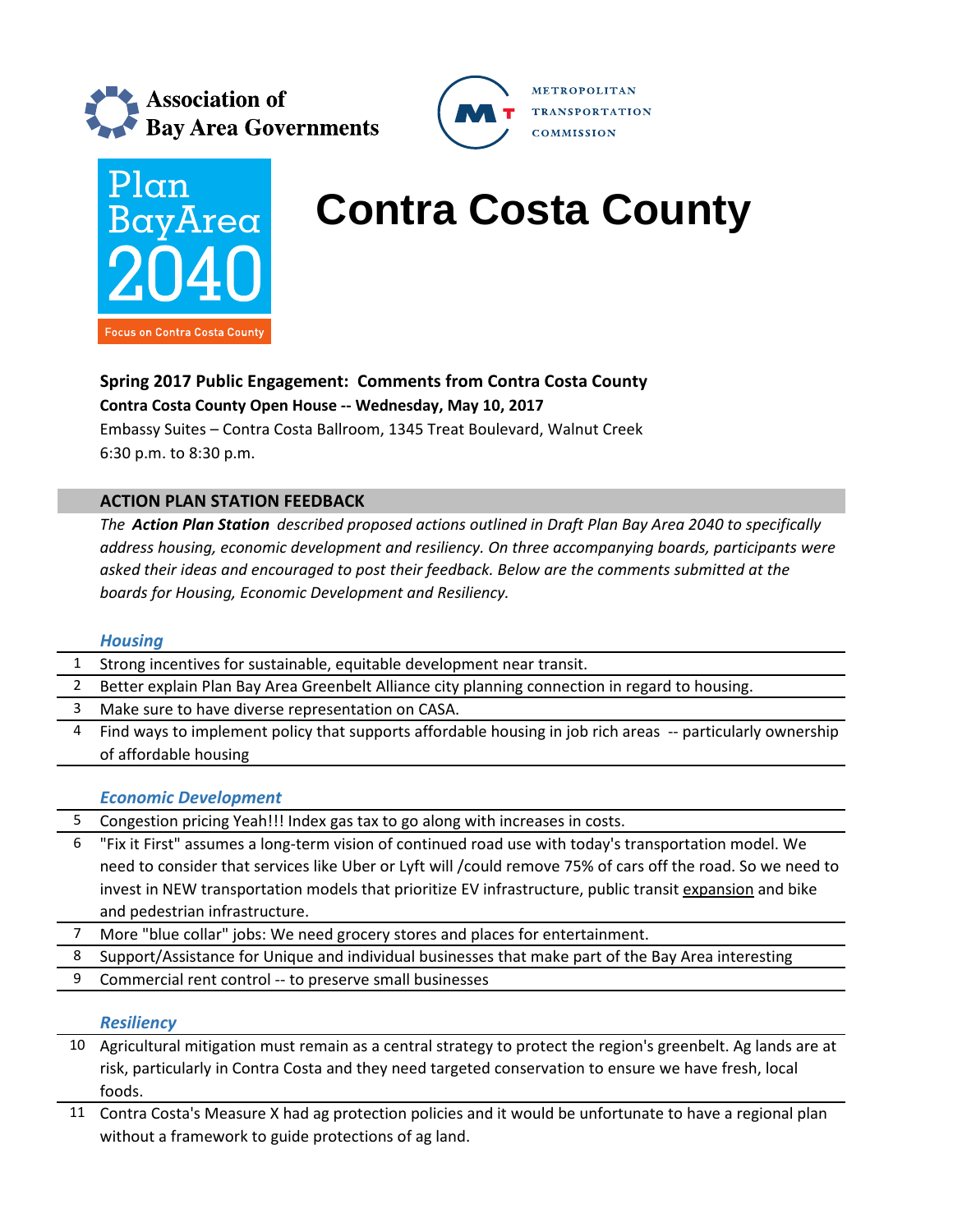Association of Bay Area Governments

Metropolitan Transportation Commission

Plan Bay Area 2040

Focus on Contra Costa County

# Contra Costa County

**Spring 2017 Public Engagement: Comments from Contra Costa County**

**Contra Costa County Open House -- Wednesday, May 10, 2017**

Embassy Suites – Contra Costa Ballroom, 1345 Treat Boulevard, Walnut Creek

6:30 p.m. to 8:30 p.m.

## ACTION PLAN STATION FEEDBACK

*The* ***Action Plan Station*** *described proposed actions outlined in Draft Plan Bay Area 2040 to specifically address housing, economic development and resiliency. On three accompanying boards, participants were asked their ideas and encouraged to post their feedback. Below are the comments submitted at the boards for Housing, Economic Development and Resiliency.*

### *Housing*

| # | Comment |
|---|---|
| 1 | Strong incentives for sustainable, equitable development near transit. |
| 2 | Better explain Plan Bay Area Greenbelt Alliance city planning connection in regard to housing. |
| 3 | Make sure to have diverse representation on CASA. |
| 4 | Find ways to implement policy that supports affordable housing in job rich areas -- particularly ownership of affordable housing |

### *Economic Development*

| # | Comment |
|---|---|
| 5 | Congestion pricing Yeah!!! Index gas tax to go along with increases in costs. |
| 6 | "Fix it First" assumes a long-term vision of continued road use with today's transportation model. We need to consider that services like Uber or Lyft will /could remove 75% of cars off the road. So we need to invest in NEW transportation models that prioritize EV infrastructure, public transit <u>expansion</u> and bike and pedestrian infrastructure. |
| 7 | More "blue collar" jobs: We need grocery stores and places for entertainment. |
| 8 | Support/Assistance for Unique and individual businesses that make part of the Bay Area interesting |
| 9 | Commercial rent control -- to preserve small businesses |

### *Resiliency*

| # | Comment |
|---|---|
| 10 | Agricultural mitigation must remain as a central strategy to protect the region's greenbelt. Ag lands are at risk, particularly in Contra Costa and they need targeted conservation to ensure we have fresh, local foods. |
| 11 | Contra Costa's Measure X had ag protection policies and it would be unfortunate to have a regional plan without a framework to guide protections of ag land. |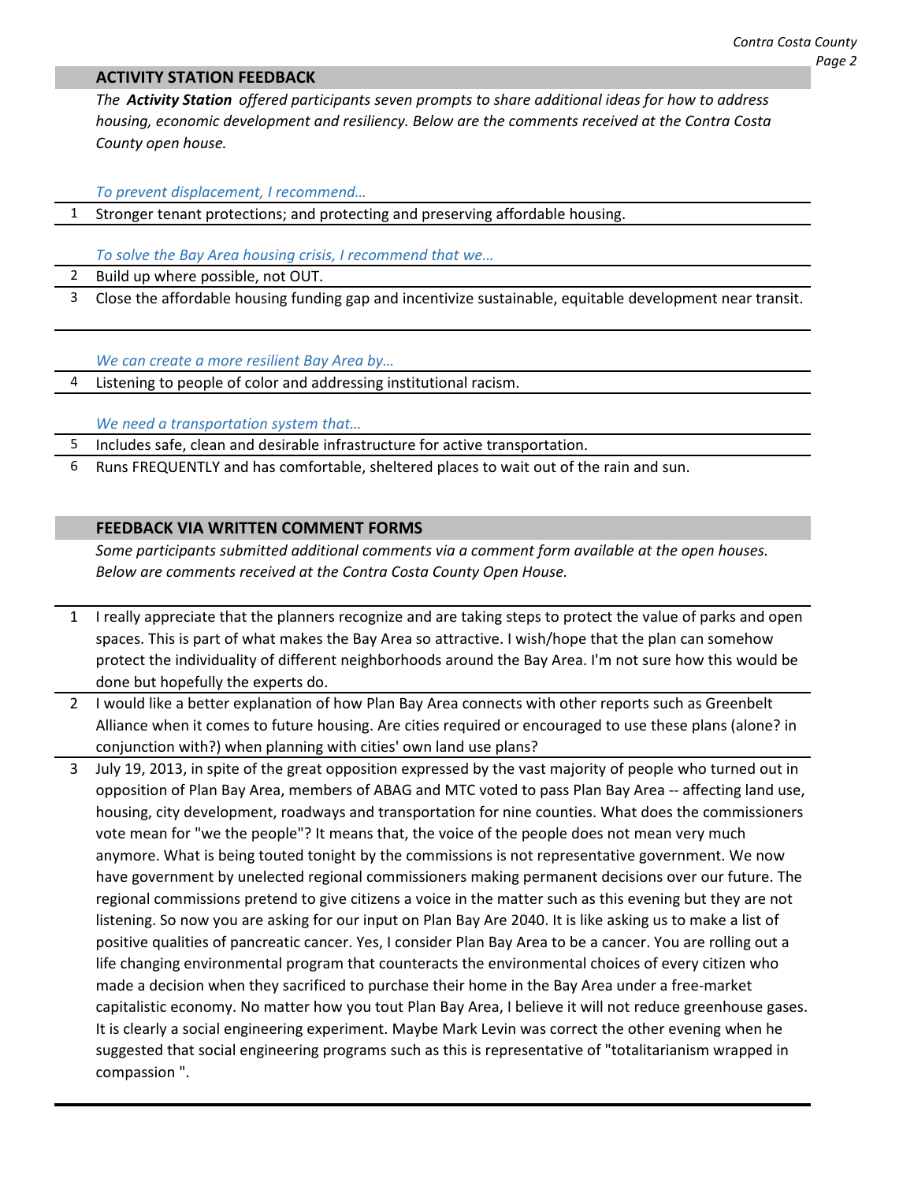## ACTIVITY STATION FEEDBACK

*The **Activity Station** offered participants seven prompts to share additional ideas for how to address housing, economic development and resiliency. Below are the comments received at the Contra Costa County open house.*

*To prevent displacement, I recommend…*

1. Stronger tenant protections; and protecting and preserving affordable housing.

*To solve the Bay Area housing crisis, I recommend that we…*

2. Build up where possible, not OUT.
3. Close the affordable housing funding gap and incentivize sustainable, equitable development near transit.

*We can create a more resilient Bay Area by…*

4. Listening to people of color and addressing institutional racism.

*We need a transportation system that…*

5. Includes safe, clean and desirable infrastructure for active transportation.
6. Runs FREQUENTLY and has comfortable, sheltered places to wait out of the rain and sun.

## FEEDBACK VIA WRITTEN COMMENT FORMS

*Some participants submitted additional comments via a comment form available at the open houses. Below are comments received at the Contra Costa County Open House.*

1. I really appreciate that the planners recognize and are taking steps to protect the value of parks and open spaces. This is part of what makes the Bay Area so attractive. I wish/hope that the plan can somehow protect the individuality of different neighborhoods around the Bay Area. I'm not sure how this would be done but hopefully the experts do.
2. I would like a better explanation of how Plan Bay Area connects with other reports such as Greenbelt Alliance when it comes to future housing. Are cities required or encouraged to use these plans (alone? in conjunction with?) when planning with cities' own land use plans?
3. July 19, 2013, in spite of the great opposition expressed by the vast majority of people who turned out in opposition of Plan Bay Area, members of ABAG and MTC voted to pass Plan Bay Area -- affecting land use, housing, city development, roadways and transportation for nine counties. What does the commissioners vote mean for "we the people"? It means that, the voice of the people does not mean very much anymore. What is being touted tonight by the commissions is not representative government. We now have government by unelected regional commissioners making permanent decisions over our future. The regional commissions pretend to give citizens a voice in the matter such as this evening but they are not listening. So now you are asking for our input on Plan Bay Are 2040. It is like asking us to make a list of positive qualities of pancreatic cancer. Yes, I consider Plan Bay Area to be a cancer. You are rolling out a life changing environmental program that counteracts the environmental choices of every citizen who made a decision when they sacrificed to purchase their home in the Bay Area under a free-market capitalistic economy. No matter how you tout Plan Bay Area, I believe it will not reduce greenhouse gases. It is clearly a social engineering experiment. Maybe Mark Levin was correct the other evening when he suggested that social engineering programs such as this is representative of "totalitarianism wrapped in compassion ".